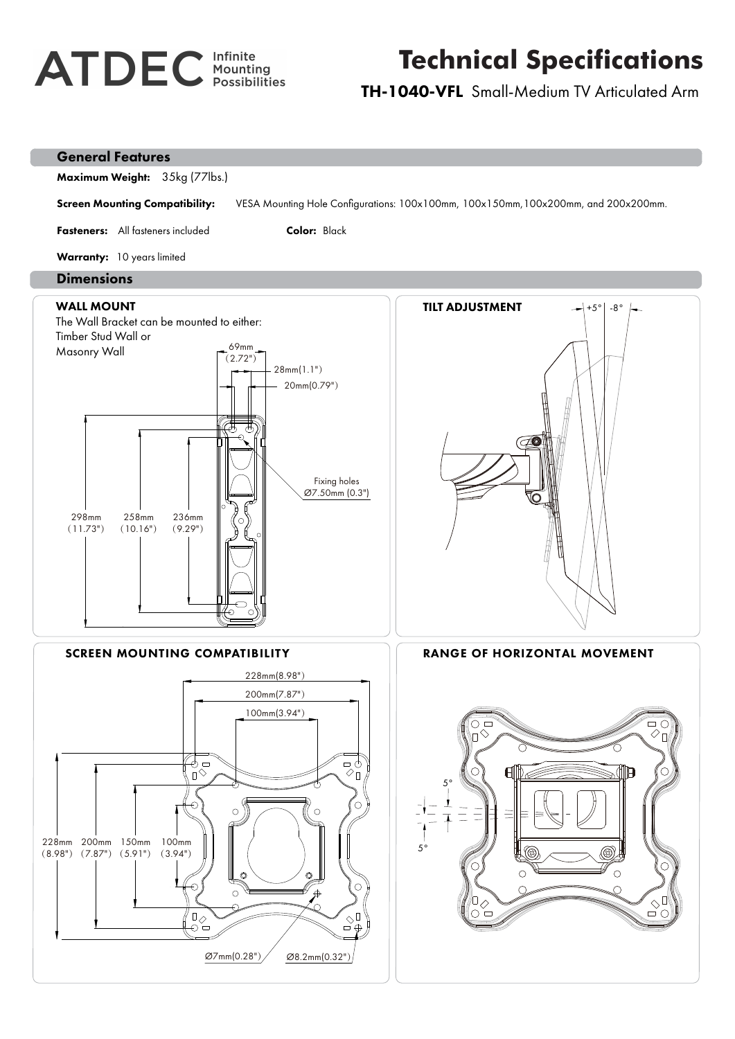ATDEC Infinite Mounting Possibilities

# Technical Specifications

**TH-1040-VFL** Small-Medium TV Articulated Arm

## General Features

**Maximum Weight:** 35kg (77lbs.)

**Screen Mounting Compatibility:** VESA Mounting Hole Configurations: 100x100mm, 100x150mm,100x200mm, and 200x200mm.

**Fasteners:** All fasteners included

**Color:** Black

**Warranty:** 10 years limited

## Dimensions

### WALL MOUNT

The Wall Bracket can be mounted to either:
Timber Stud Wall or
Masonry Wall

69mm (2.72")
28mm(1.1")
20mm(0.79")
Fixing holes Ø7.50mm (0.3")
298mm (11.73")
258mm (10.16")
236mm (9.29")

### TILT ADJUSTMENT

+5° -8°

### SCREEN MOUNTING COMPATIBILITY

228mm(8.98")
200mm(7.87")
100mm(3.94")
228mm (8.98")
200mm (7.87")
150mm (5.91")
100mm (3.94")
Ø7mm(0.28")
Ø8.2mm(0.32")

### RANGE OF HORIZONTAL MOVEMENT

5°
5°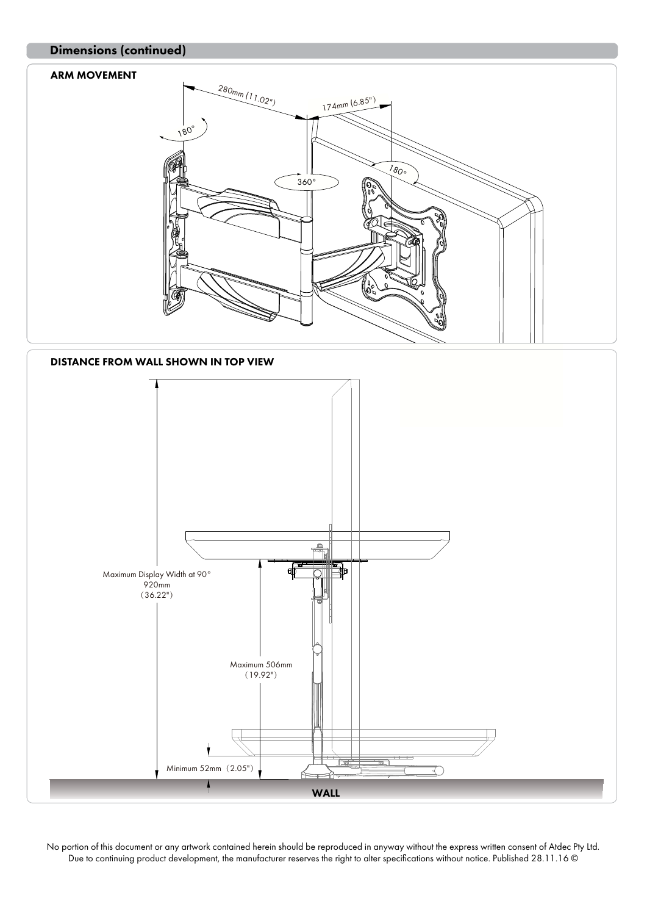## Dimensions (continued)

### ARM MOVEMENT

280mm (11.02")

174mm (6.85")

180°

360°

180°

### DISTANCE FROM WALL SHOWN IN TOP VIEW

Maximum Display Width at 90°
920mm
(36.22")

Maximum 506mm
(19.92")

Minimum 52mm (2.05")

WALL

No portion of this document or any artwork contained herein should be reproduced in anyway without the express written consent of Atdec Pty Ltd.
Due to continuing product development, the manufacturer reserves the right to alter specifications without notice. Published 28.11.16 ©